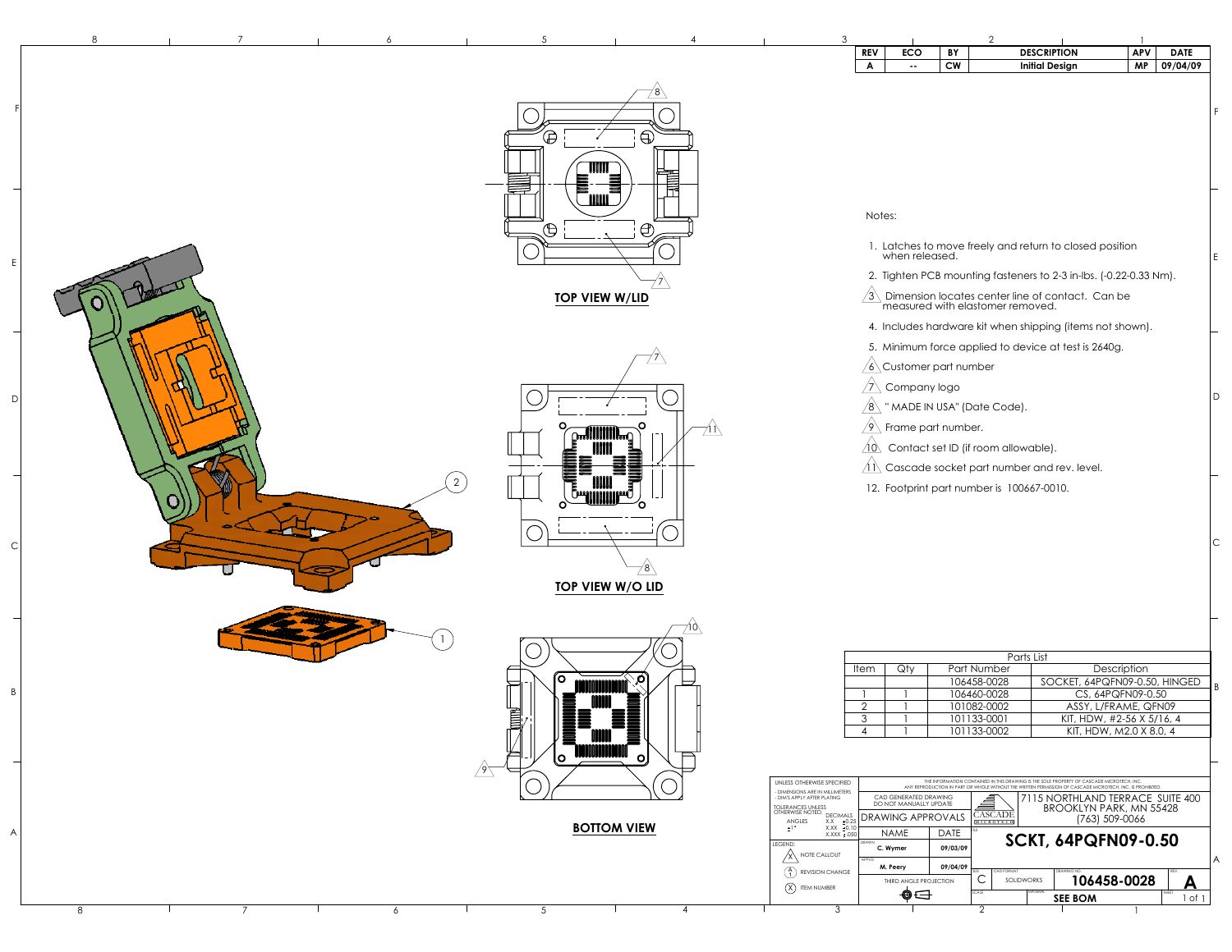| REV | ECO | BY | DESCRIPTION | APV | DATE |
|---|---|---|---|---|---|
| A | -- | CW | Initial Design | MP | 09/04/09 |

**TOP VIEW W/LID**

**TOP VIEW W/O LID**

**BOTTOM VIEW**

Notes:

1. Latches to move freely and return to closed position when released.
2. Tighten PCB mounting fasteners to 2-3 in-lbs. (-0.22-0.33 Nm).
3. Dimension locates center line of contact. Can be measured with elastomer removed.
4. Includes hardware kit when shipping (items not shown).
5. Minimum force applied to device at test is 2640g.
6. Customer part number
7. Company logo
8. " MADE IN USA" (Date Code).
9. Frame part number.
10. Contact set ID (if room allowable).
11. Cascade socket part number and rev. level.
12. Footprint part number is 100667-0010.

| Parts List | | | |
|---|---|---|---|
| Item | Qty | Part Number | Description |
| | | 106458-0028 | SOCKET, 64PQFN09-0.50, HINGED |
| 1 | 1 | 106460-0028 | CS, 64PQFN09-0.50 |
| 2 | 1 | 101082-0002 | ASSY, L/FRAME, QFN09 |
| 3 | 1 | 101133-0001 | KIT, HDW, #2-56 X 5/16, 4 |
| 4 | 1 | 101133-0002 | KIT, HDW, M2.0 X 8.0, 4 |

UNLESS OTHERWISE SPECIFIED
- DIMENSIONS ARE IN MILLIMETERS
- DIMS APPLY AFTER PLATING

TOLERANCES UNLESS OTHERWISE NOTED:
ANGLES ±1°
DECIMALS X.X ±0.25, X.XX ±0.10, X.XXX ±.050

LEGEND:
- NOTE CALLOUT
- REVISION CHANGE
- ITEM NUMBER

THE INFORMATION CONTAINED IN THIS DRAWING IS THE SOLE PROPERTY OF CASCADE MICROTECH, INC. ANY REPRODUCTION IN PART OR WHOLE WITHOUT THE WRITTEN PERMISSION OF CASCADE MICROTECH, INC. IS PROHIBITED.

CAD GENERATED DRAWING DO NOT MANUALLY UPDATE

DRAWING APPROVALS

| | NAME | DATE |
|---|---|---|
| DRAWN | C. Wymer | 09/03/09 |
| APPVD | M. Peery | 09/04/09 |

THIRD ANGLE PROJECTION

CASCADE MICROTECH

7115 NORTHLAND TERRACE SUITE 400
BROOKLYN PARK, MN 55428
(763) 509-0066

TITLE: **SCKT, 64PQFN09-0.50**

SIZE: C | CAD FORMAT: SOLIDWORKS | DRAWING NO.: **106458-0028** | REV: **A**

SCALE | MATERIAL: **SEE BOM** | SHEET 1 of 1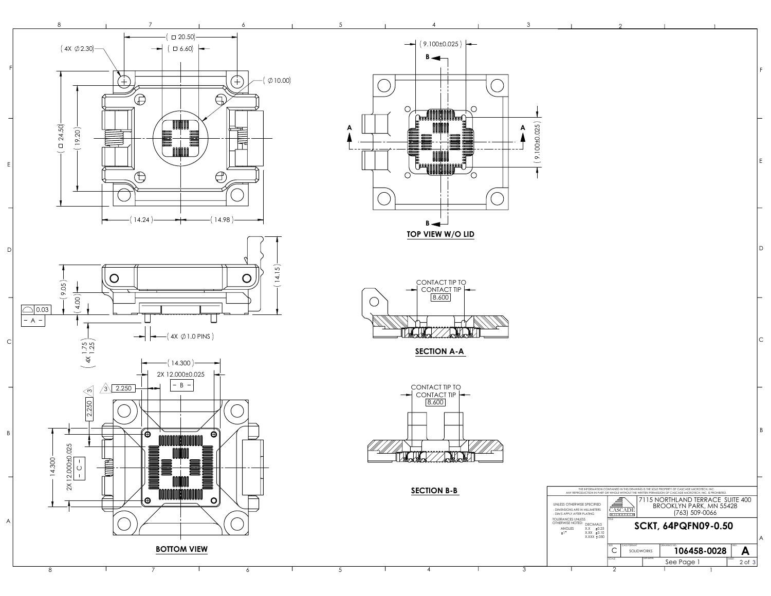( 4X ∅2.30 )

( □ 20.50 )

( □ 6.60 )

( ∅10.00 )

( □ 24.50 )

( 19.20 )

( 14.24 )

( 14.98 )

( 9.05 )

( 4.00 )

( 14.15 )

0.03

- A -

( 4X ∅1.0 PINS )

( 4X 1.75 / 1.25 )

( 14.300 )

2X 12.000±0.025

- B -

3 2.250

3 2.250

14.300

2X 12.000±0.025

- C -

**BOTTOM VIEW**

( 9.100±0.025 )

B

A

A

( 9.100±0.025 )

B

**TOP VIEW W/O LID**

CONTACT TIP TO CONTACT TIP

8.600

**SECTION A-A**

CONTACT TIP TO CONTACT TIP

8.600

**SECTION B-B**

THE INFORMATION CONTAINED IN THIS DRAWING IS THE SOLE PROPERTY OF CASCADE MICROTECH, INC. ANY REPRODUCTION IN PART OR WHOLE WITHOUT THE WRITTEN PERMISSION OF CASCADE MICROTECH, INC. IS PROHIBITED.

UNLESS OTHERWISE SPECIFIED
- DIMENSIONS ARE IN MILLIMETERS
- DIM'S APPLY AFTER PLATING

TOLERANCES UNLESS OTHERWISE NOTED:

| ANGLES | DECIMALS | |
|---|---|---|
| ±1° | X.X | ±0.25 |
| | X.XX | ±0.10 |
| | X.XXX | ±.050 |

CASCADE MICROTECH

7115 NORTHLAND TERRACE SUITE 400
BROOKLYN PARK, MN 55428
(763) 509-0066

TITLE: **SCKT, 64PQFN09-0.50**

| SIZE | CAD FORMAT | DRAWING NO. | REV. |
|---|---|---|---|
| C | SOLIDWORKS | 106458-0028 | A |

SCALE: See Page 1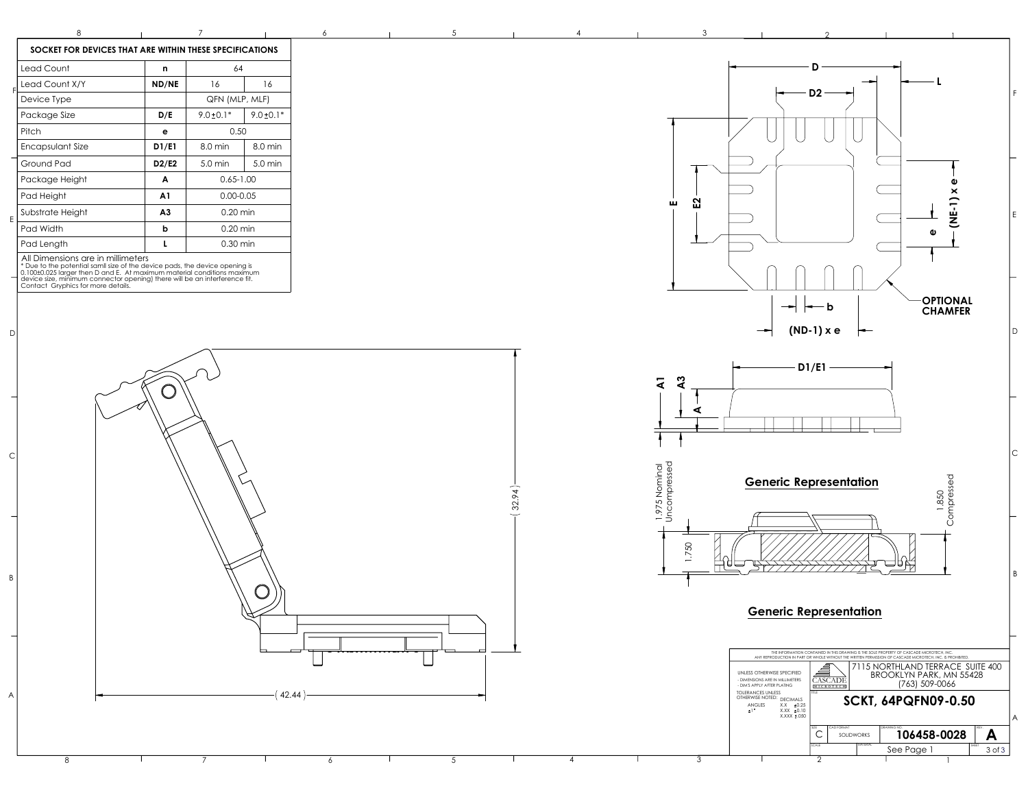## SOCKET FOR DEVICES THAT ARE WITHIN THESE SPECIFICATIONS

| | | | |
|---|---|---|---|
| Lead Count | n | 64 | |
| Lead Count X/Y | ND/NE | 16 | 16 |
| Device Type | | QFN (MLP, MLF) | |
| Package Size | D/E | 9.0±0.1* | 9.0±0.1* |
| Pitch | e | 0.50 | |
| Encapsulant Size | D1/E1 | 8.0 min | 8.0 min |
| Ground Pad | D2/E2 | 5.0 min | 5.0 min |
| Package Height | A | 0.65-1.00 | |
| Pad Height | A1 | 0.00-0.05 | |
| Substrate Height | A3 | 0.20 min | |
| Pad Width | b | 0.20 min | |
| Pad Length | L | 0.30 min | |

All Dimensions are in millimeters

* Due to the potential samll size of the device pads, the device opening is 0.100±0.025 larger then D and E. At maximum material conditions maximum device size, minimum connector opening) there will be an interference fit. Contact Gryphics for more details.

D
D2
L
E
E2
(NE-1) x e
e
b
(ND-1) x e
OPTIONAL CHAMFER

D1/E1
A1
A3
A

**Generic Representation**

1.975 Nominal Uncompressed
1.750
1.850 Compressed

**Generic Representation**

(32.94)
(42.44)

THE INFORMATION CONTAINED IN THIS DRAWING IS THE SOLE PROPERTY OF CASCADE MICROTECH, INC. ANY REPRODUCTION IN PART OR WHOLE WITHOUT THE WRITTEN PERMISSION OF CASCADE MICROTECH, INC. IS PROHIBITED.

UNLESS OTHERWISE SPECIFIED
- DIMENSIONS ARE IN MILLIMETERS
- DIM'S APPLY AFTER PLATING

TOLERANCES UNLESS OTHERWISE NOTED:
ANGLES ±1°
DECIMALS X.X ±0.25, X.XX ±0.10, X.XXX ±.050

CASCADE MICROTECH
7115 NORTHLAND TERRACE SUITE 400
BROOKLYN PARK, MN 55428
(763) 509-0066

TITLE: **SCKT, 64PQFN09-0.50**

SIZE: C
CAD FORMAT: SOLIDWORKS
DRAWING NO.: **106458-0028**
REV.: **A**
SCALE:
MATERIAL: See Page 1
SHEET: 3 of 3